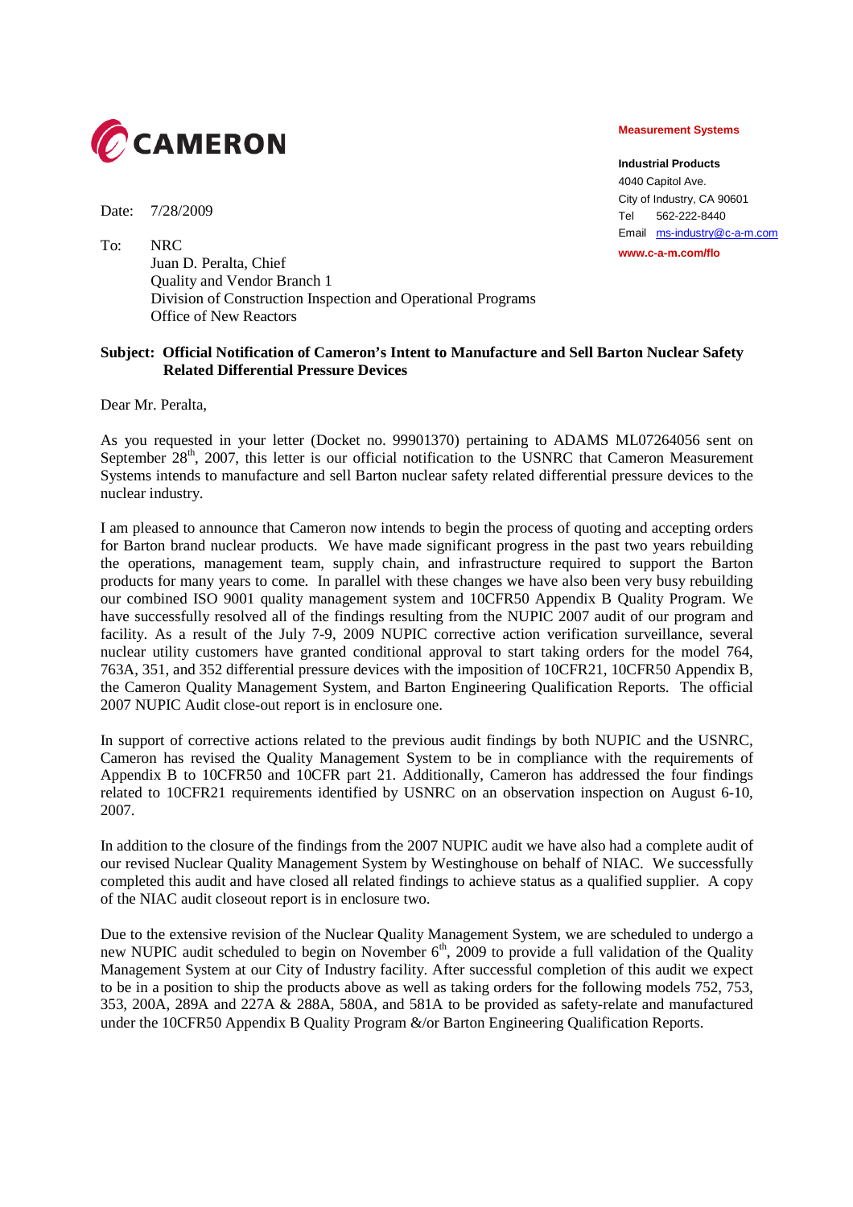**CAMERON**

**Measurement Systems**

**Industrial Products**
4040 Capitol Ave.
City of Industry, CA 90601
Tel 562-222-8440
Email ms-industry@c-a-m.com
**www.c-a-m.com/flo**

Date: 7/28/2009

To: NRC
Juan D. Peralta, Chief
Quality and Vendor Branch 1
Division of Construction Inspection and Operational Programs
Office of New Reactors

**Subject: Official Notification of Cameron's Intent to Manufacture and Sell Barton Nuclear Safety Related Differential Pressure Devices**

Dear Mr. Peralta,

As you requested in your letter (Docket no. 99901370) pertaining to ADAMS ML07264056 sent on September 28th, 2007, this letter is our official notification to the USNRC that Cameron Measurement Systems intends to manufacture and sell Barton nuclear safety related differential pressure devices to the nuclear industry.

I am pleased to announce that Cameron now intends to begin the process of quoting and accepting orders for Barton brand nuclear products. We have made significant progress in the past two years rebuilding the operations, management team, supply chain, and infrastructure required to support the Barton products for many years to come. In parallel with these changes we have also been very busy rebuilding our combined ISO 9001 quality management system and 10CFR50 Appendix B Quality Program. We have successfully resolved all of the findings resulting from the NUPIC 2007 audit of our program and facility. As a result of the July 7-9, 2009 NUPIC corrective action verification surveillance, several nuclear utility customers have granted conditional approval to start taking orders for the model 764, 763A, 351, and 352 differential pressure devices with the imposition of 10CFR21, 10CFR50 Appendix B, the Cameron Quality Management System, and Barton Engineering Qualification Reports. The official 2007 NUPIC Audit close-out report is in enclosure one.

In support of corrective actions related to the previous audit findings by both NUPIC and the USNRC, Cameron has revised the Quality Management System to be in compliance with the requirements of Appendix B to 10CFR50 and 10CFR part 21. Additionally, Cameron has addressed the four findings related to 10CFR21 requirements identified by USNRC on an observation inspection on August 6-10, 2007.

In addition to the closure of the findings from the 2007 NUPIC audit we have also had a complete audit of our revised Nuclear Quality Management System by Westinghouse on behalf of NIAC. We successfully completed this audit and have closed all related findings to achieve status as a qualified supplier. A copy of the NIAC audit closeout report is in enclosure two.

Due to the extensive revision of the Nuclear Quality Management System, we are scheduled to undergo a new NUPIC audit scheduled to begin on November 6th, 2009 to provide a full validation of the Quality Management System at our City of Industry facility. After successful completion of this audit we expect to be in a position to ship the products above as well as taking orders for the following models 752, 753, 353, 200A, 289A and 227A & 288A, 580A, and 581A to be provided as safety-relate and manufactured under the 10CFR50 Appendix B Quality Program &/or Barton Engineering Qualification Reports.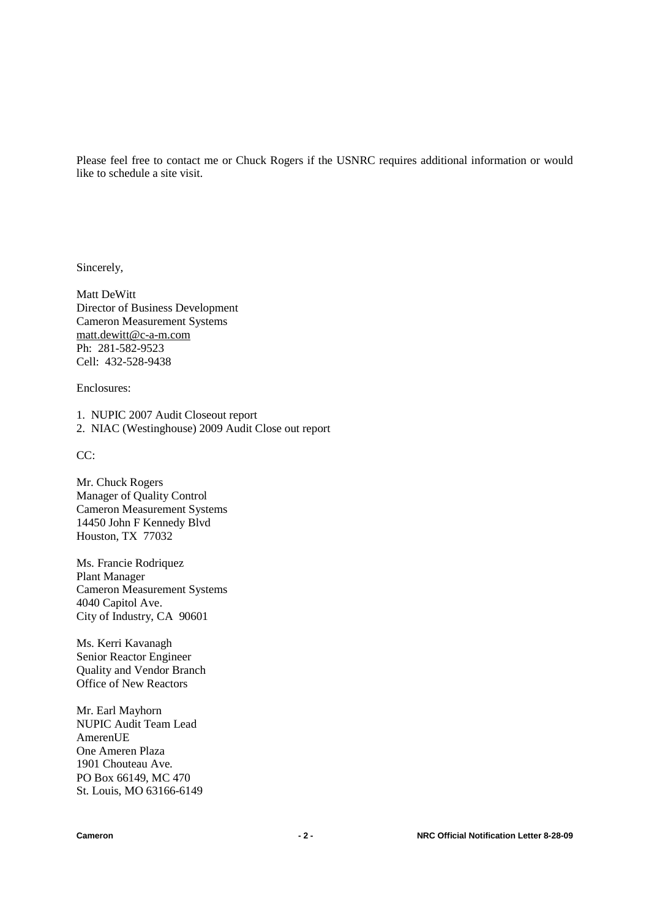Please feel free to contact me or Chuck Rogers if the USNRC requires additional information or would like to schedule a site visit.

Sincerely,

Matt DeWitt
Director of Business Development
Cameron Measurement Systems
matt.dewitt@c-a-m.com
Ph: 281-582-9523
Cell: 432-528-9438

Enclosures:

1. NUPIC 2007 Audit Closeout report
2. NIAC (Westinghouse) 2009 Audit Close out report

CC:

Mr. Chuck Rogers
Manager of Quality Control
Cameron Measurement Systems
14450 John F Kennedy Blvd
Houston, TX 77032

Ms. Francie Rodriquez
Plant Manager
Cameron Measurement Systems
4040 Capitol Ave.
City of Industry, CA 90601

Ms. Kerri Kavanagh
Senior Reactor Engineer
Quality and Vendor Branch
Office of New Reactors

Mr. Earl Mayhorn
NUPIC Audit Team Lead
AmerenUE
One Ameren Plaza
1901 Chouteau Ave.
PO Box 66149, MC 470
St. Louis, MO 63166-6149